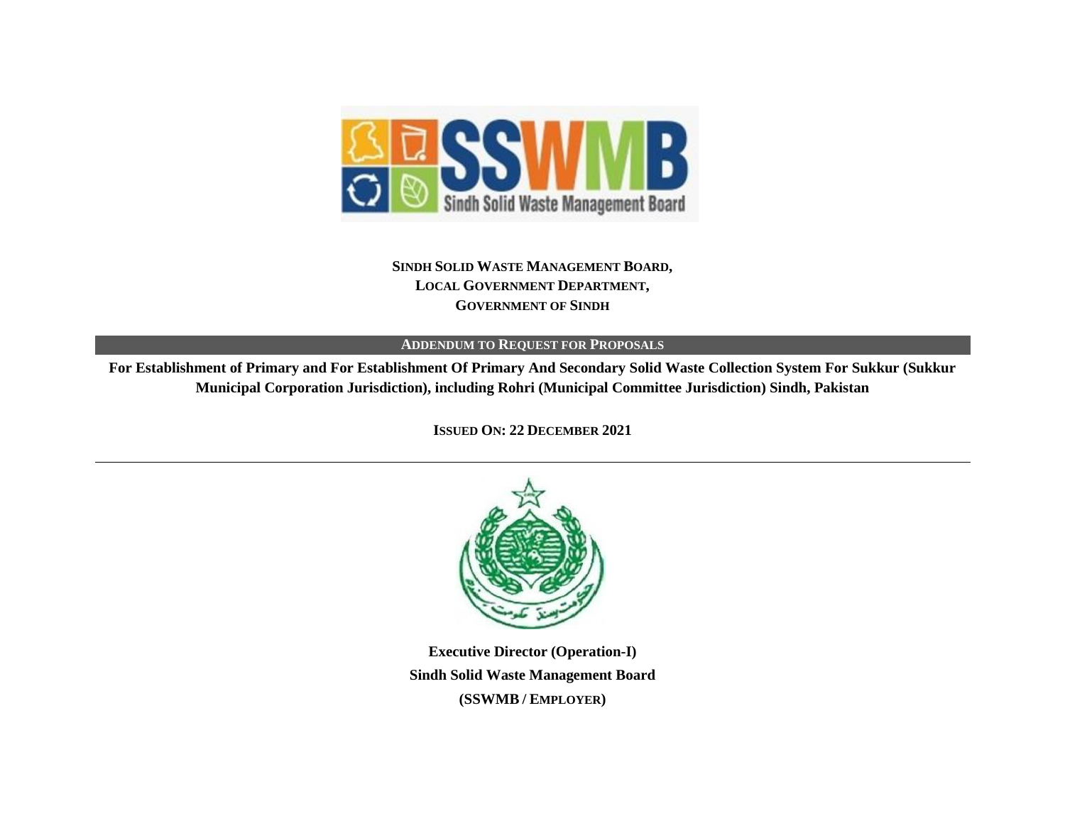**SINDH SOLID WASTE MANAGEMENT BOARD,**
**LOCAL GOVERNMENT DEPARTMENT,**
**GOVERNMENT OF SINDH**

**ADDENDUM TO REQUEST FOR PROPOSALS**

**For Establishment of Primary and For Establishment Of Primary And Secondary Solid Waste Collection System For Sukkur (Sukkur Municipal Corporation Jurisdiction), including Rohri (Municipal Committee Jurisdiction) Sindh, Pakistan**

**ISSUED ON: 22 DECEMBER 2021**

---

**Executive Director (Operation-I)**
**Sindh Solid Waste Management Board**
**(SSWMB / EMPLOYER)**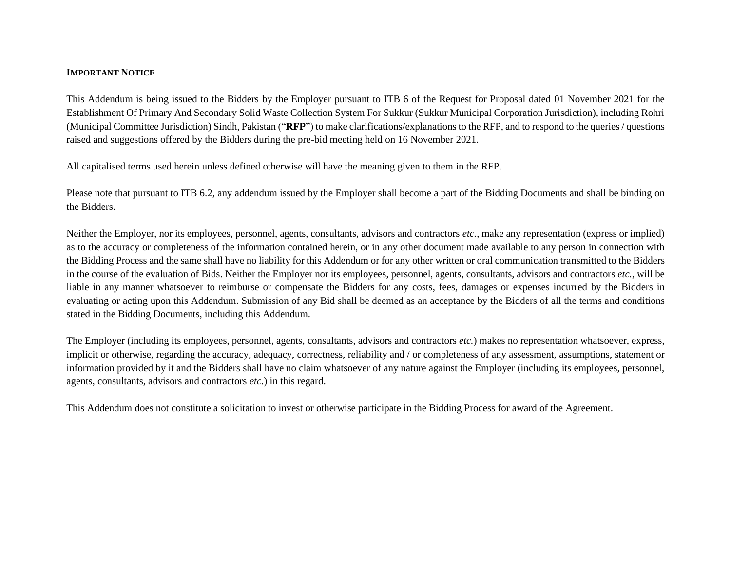## IMPORTANT NOTICE

This Addendum is being issued to the Bidders by the Employer pursuant to ITB 6 of the Request for Proposal dated 01 November 2021 for the Establishment Of Primary And Secondary Solid Waste Collection System For Sukkur (Sukkur Municipal Corporation Jurisdiction), including Rohri (Municipal Committee Jurisdiction) Sindh, Pakistan ("**RFP**") to make clarifications/explanations to the RFP, and to respond to the queries / questions raised and suggestions offered by the Bidders during the pre-bid meeting held on 16 November 2021.

All capitalised terms used herein unless defined otherwise will have the meaning given to them in the RFP.

Please note that pursuant to ITB 6.2, any addendum issued by the Employer shall become a part of the Bidding Documents and shall be binding on the Bidders.

Neither the Employer, nor its employees, personnel, agents, consultants, advisors and contractors *etc.*, make any representation (express or implied) as to the accuracy or completeness of the information contained herein, or in any other document made available to any person in connection with the Bidding Process and the same shall have no liability for this Addendum or for any other written or oral communication transmitted to the Bidders in the course of the evaluation of Bids. Neither the Employer nor its employees, personnel, agents, consultants, advisors and contractors *etc.*, will be liable in any manner whatsoever to reimburse or compensate the Bidders for any costs, fees, damages or expenses incurred by the Bidders in evaluating or acting upon this Addendum. Submission of any Bid shall be deemed as an acceptance by the Bidders of all the terms and conditions stated in the Bidding Documents, including this Addendum.

The Employer (including its employees, personnel, agents, consultants, advisors and contractors *etc.*) makes no representation whatsoever, express, implicit or otherwise, regarding the accuracy, adequacy, correctness, reliability and / or completeness of any assessment, assumptions, statement or information provided by it and the Bidders shall have no claim whatsoever of any nature against the Employer (including its employees, personnel, agents, consultants, advisors and contractors *etc.*) in this regard.

This Addendum does not constitute a solicitation to invest or otherwise participate in the Bidding Process for award of the Agreement.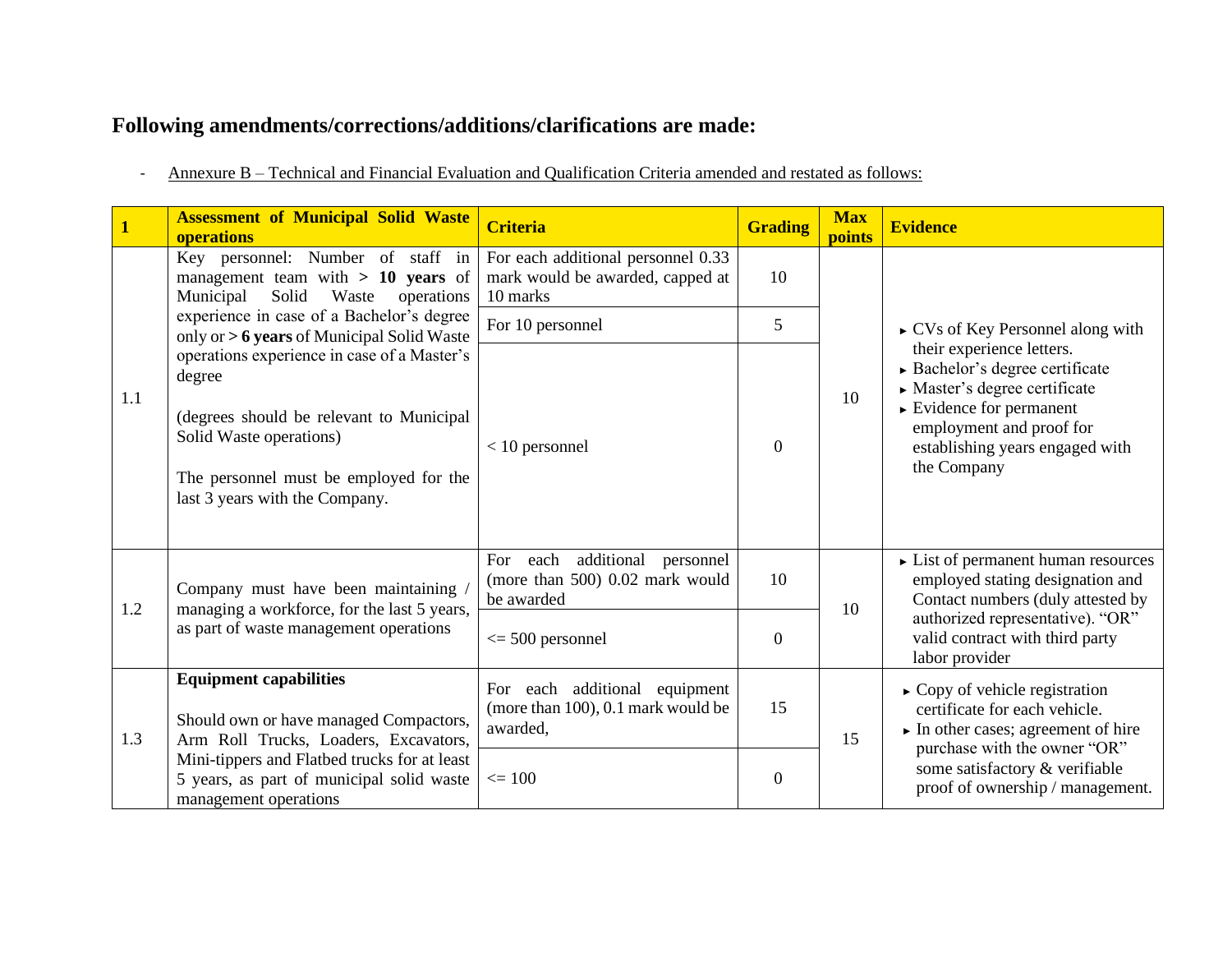## Following amendments/corrections/additions/clarifications are made:

- Annexure B – Technical and Financial Evaluation and Qualification Criteria amended and restated as follows:

| 1 | Assessment of Municipal Solid Waste operations | Criteria | Grading | Max points | Evidence |
|---|---|---|---|---|---|
| 1.1 | Key personnel: Number of staff in management team with **> 10 years** of Municipal Solid Waste operations experience in case of a Bachelor's degree only or **> 6 years** of Municipal Solid Waste operations experience in case of a Master's degree<br><br>(degrees should be relevant to Municipal Solid Waste operations)<br><br>The personnel must be employed for the last 3 years with the Company. | For each additional personnel 0.33 mark would be awarded, capped at 10 marks | 10 | 10 | ► CVs of Key Personnel along with their experience letters.<br>► Bachelor's degree certificate<br>► Master's degree certificate<br>► Evidence for permanent employment and proof for establishing years engaged with the Company |
| | | For 10 personnel | 5 | | |
| | | < 10 personnel | 0 | | |
| 1.2 | Company must have been maintaining / managing a workforce, for the last 5 years, as part of waste management operations | For each additional personnel (more than 500) 0.02 mark would be awarded | 10 | 10 | ► List of permanent human resources employed stating designation and Contact numbers (duly attested by authorized representative). "OR" valid contract with third party labor provider |
| | | <= 500 personnel | 0 | | |
| 1.3 | **Equipment capabilities**<br><br>Should own or have managed Compactors, Arm Roll Trucks, Loaders, Excavators, Mini-tippers and Flatbed trucks for at least 5 years, as part of municipal solid waste management operations | For each additional equipment (more than 100), 0.1 mark would be awarded, | 15 | 15 | ► Copy of vehicle registration certificate for each vehicle.<br>► In other cases; agreement of hire purchase with the owner "OR" some satisfactory & verifiable proof of ownership / management. |
| | | <= 100 | 0 | | |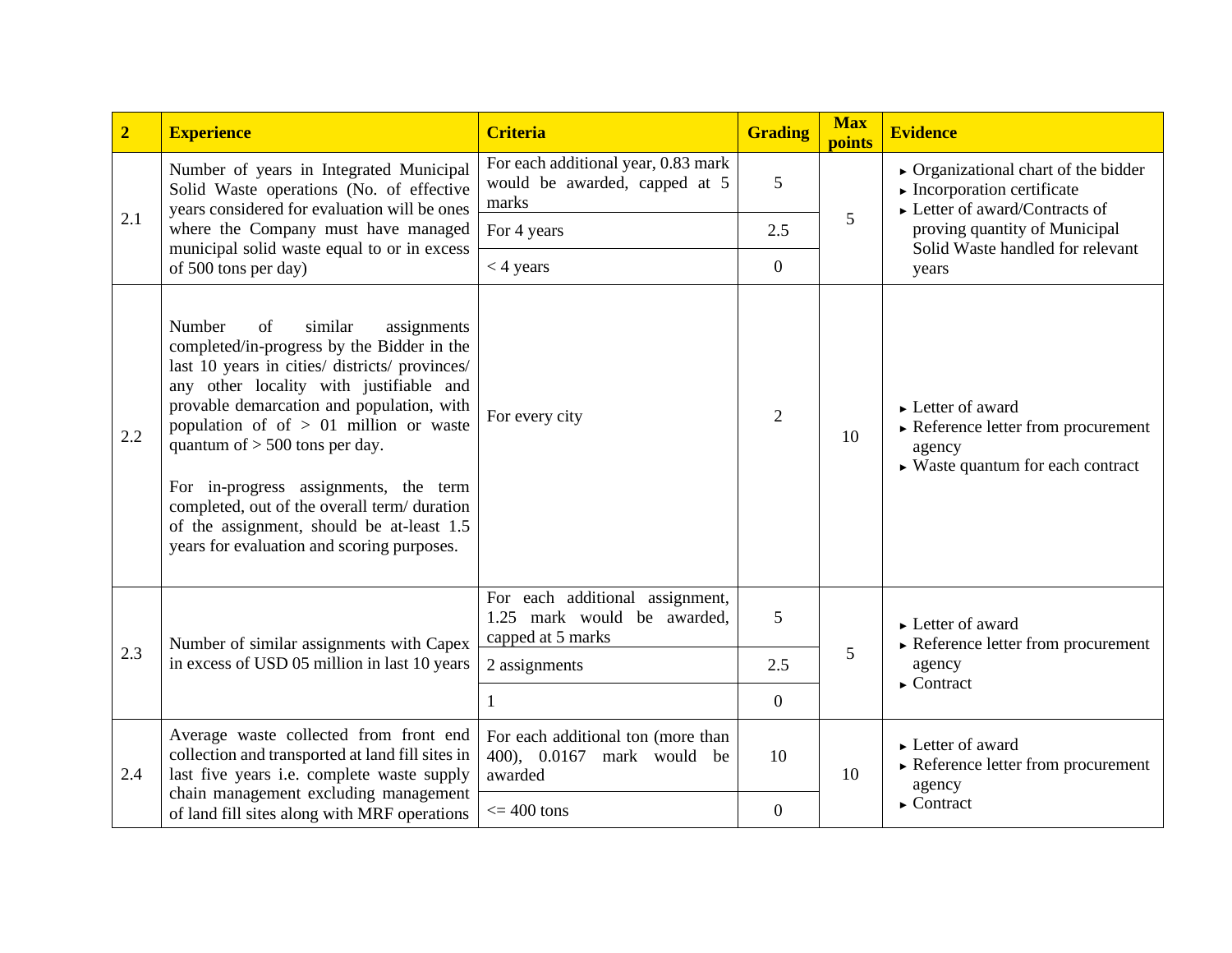| 2 | Experience | Criteria | Grading | Max points | Evidence |
|---|---|---|---|---|---|
| 2.1 | Number of years in Integrated Municipal Solid Waste operations (No. of effective years considered for evaluation will be ones where the Company must have managed municipal solid waste equal to or in excess of 500 tons per day) | For each additional year, 0.83 mark would be awarded, capped at 5 marks | 5 | 5 | ▸ Organizational chart of the bidder<br>▸ Incorporation certificate<br>▸ Letter of award/Contracts of proving quantity of Municipal Solid Waste handled for relevant years |
| | | For 4 years | 2.5 | | |
| | | < 4 years | 0 | | |
| 2.2 | Number of similar assignments completed/in-progress by the Bidder in the last 10 years in cities/ districts/ provinces/ any other locality with justifiable and provable demarcation and population, with population of of > 01 million or waste quantum of > 500 tons per day.<br><br>For in-progress assignments, the term completed, out of the overall term/ duration of the assignment, should be at-least 1.5 years for evaluation and scoring purposes. | For every city | 2 | 10 | ▸ Letter of award<br>▸ Reference letter from procurement agency<br>▸ Waste quantum for each contract |
| 2.3 | Number of similar assignments with Capex in excess of USD 05 million in last 10 years | For each additional assignment, 1.25 mark would be awarded, capped at 5 marks | 5 | 5 | ▸ Letter of award<br>▸ Reference letter from procurement agency<br>▸ Contract |
| | | 2 assignments | 2.5 | | |
| | | 1 | 0 | | |
| 2.4 | Average waste collected from front end collection and transported at land fill sites in last five years i.e. complete waste supply chain management excluding management of land fill sites along with MRF operations | For each additional ton (more than 400), 0.0167 mark would be awarded | 10 | 10 | ▸ Letter of award<br>▸ Reference letter from procurement agency<br>▸ Contract |
| | | <= 400 tons | 0 | | |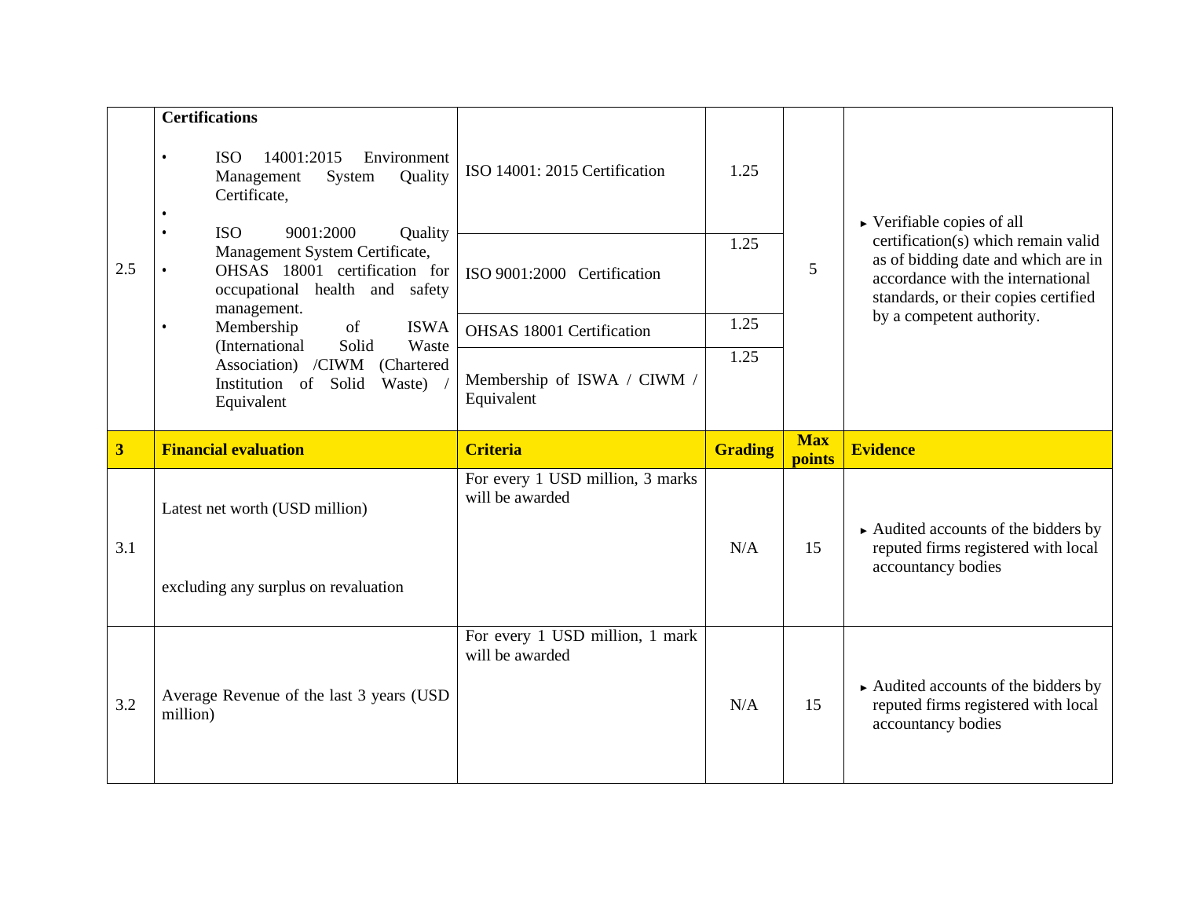| | | | | | |
|---|---|---|---|---|---|
| 2.5 | **Certifications**<br>• ISO 14001:2015 Environment Management System Quality Certificate,<br>•<br>• ISO 9001:2000 Quality Management System Certificate,<br>• OHSAS 18001 certification for occupational health and safety management.<br>• Membership of ISWA (International Solid Waste Association) /CIWM (Chartered Institution of Solid Waste) / Equivalent | ISO 14001: 2015 Certification | 1.25 | 5 | ► Verifiable copies of all certification(s) which remain valid as of bidding date and which are in accordance with the international standards, or their copies certified by a competent authority. |
| | | ISO 9001:2000 Certification | 1.25 | | |
| | | OHSAS 18001 Certification | 1.25 | | |
| | | Membership of ISWA / CIWM / Equivalent | 1.25 | | |
| **3** | **Financial evaluation** | **Criteria** | **Grading** | **Max points** | **Evidence** |
| 3.1 | Latest net worth (USD million)<br><br>excluding any surplus on revaluation | For every 1 USD million, 3 marks will be awarded | N/A | 15 | ► Audited accounts of the bidders by reputed firms registered with local accountancy bodies |
| 3.2 | Average Revenue of the last 3 years (USD million) | For every 1 USD million, 1 mark will be awarded | N/A | 15 | ► Audited accounts of the bidders by reputed firms registered with local accountancy bodies |